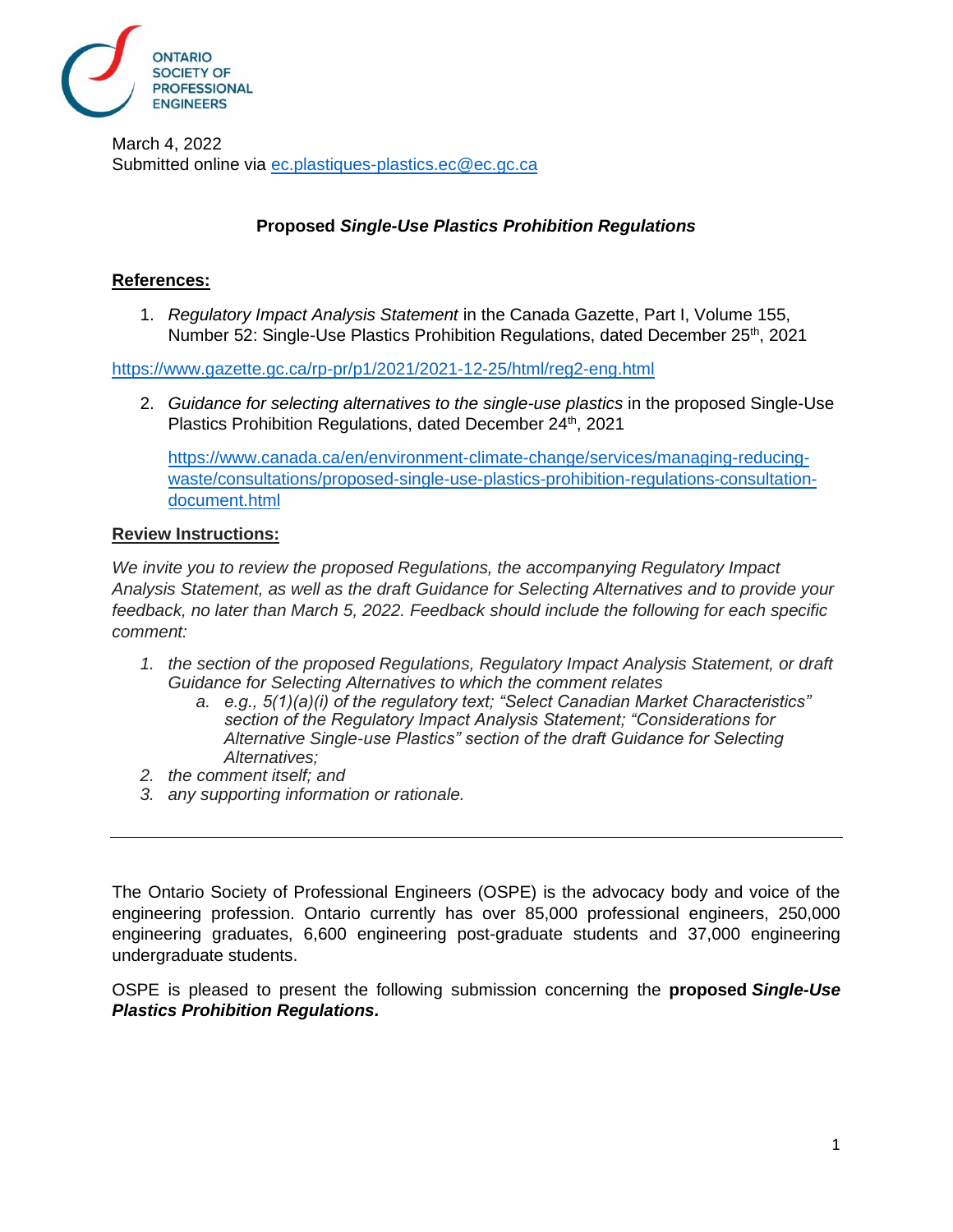ONTARIO SOCIETY OF PROFESSIONAL ENGINEERS

March 4, 2022
Submitted online via ec.plastiques-plastics.ec@ec.gc.ca

**Proposed *Single-Use Plastics Prohibition Regulations***

**References:**

1. *Regulatory Impact Analysis Statement* in the Canada Gazette, Part I, Volume 155, Number 52: Single-Use Plastics Prohibition Regulations, dated December 25th, 2021

https://www.gazette.gc.ca/rp-pr/p1/2021/2021-12-25/html/reg2-eng.html

2. *Guidance for selecting alternatives to the single-use plastics* in the proposed Single-Use Plastics Prohibition Regulations, dated December 24th, 2021

   https://www.canada.ca/en/environment-climate-change/services/managing-reducing-waste/consultations/proposed-single-use-plastics-prohibition-regulations-consultation-document.html

**Review Instructions:**

*We invite you to review the proposed Regulations, the accompanying Regulatory Impact Analysis Statement, as well as the draft Guidance for Selecting Alternatives and to provide your feedback, no later than March 5, 2022. Feedback should include the following for each specific comment:*

1. *the section of the proposed Regulations, Regulatory Impact Analysis Statement, or draft Guidance for Selecting Alternatives to which the comment relates*
   a. *e.g., 5(1)(a)(i) of the regulatory text; "Select Canadian Market Characteristics" section of the Regulatory Impact Analysis Statement; "Considerations for Alternative Single-use Plastics" section of the draft Guidance for Selecting Alternatives;*
2. *the comment itself; and*
3. *any supporting information or rationale.*

---

The Ontario Society of Professional Engineers (OSPE) is the advocacy body and voice of the engineering profession. Ontario currently has over 85,000 professional engineers, 250,000 engineering graduates, 6,600 engineering post-graduate students and 37,000 engineering undergraduate students.

OSPE is pleased to present the following submission concerning the **proposed *Single-Use Plastics Prohibition Regulations.***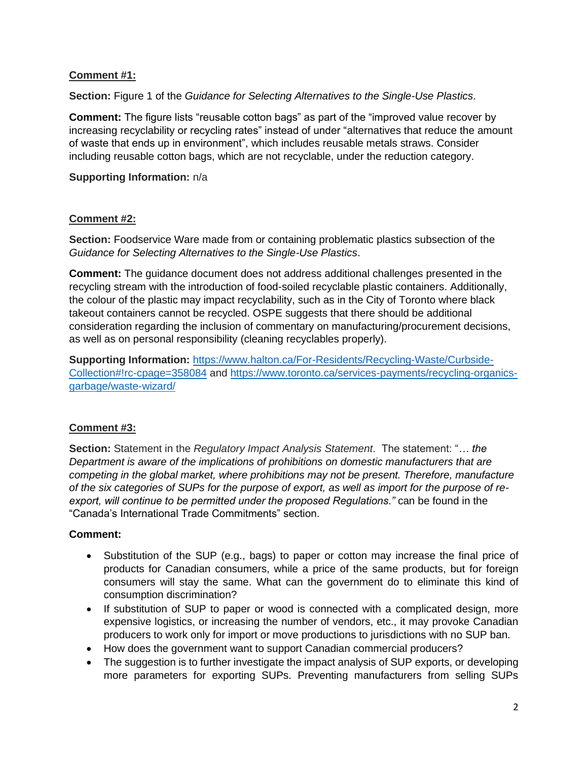**Comment #1:**

**Section:** Figure 1 of the *Guidance for Selecting Alternatives to the Single-Use Plastics*.

**Comment:** The figure lists "reusable cotton bags" as part of the "improved value recover by increasing recyclability or recycling rates" instead of under "alternatives that reduce the amount of waste that ends up in environment", which includes reusable metals straws. Consider including reusable cotton bags, which are not recyclable, under the reduction category.

**Supporting Information:** n/a

**Comment #2:**

**Section:** Foodservice Ware made from or containing problematic plastics subsection of the *Guidance for Selecting Alternatives to the Single-Use Plastics*.

**Comment:** The guidance document does not address additional challenges presented in the recycling stream with the introduction of food-soiled recyclable plastic containers. Additionally, the colour of the plastic may impact recyclability, such as in the City of Toronto where black takeout containers cannot be recycled. OSPE suggests that there should be additional consideration regarding the inclusion of commentary on manufacturing/procurement decisions, as well as on personal responsibility (cleaning recyclables properly).

**Supporting Information:** https://www.halton.ca/For-Residents/Recycling-Waste/Curbside-Collection#!rc-cpage=358084 and https://www.toronto.ca/services-payments/recycling-organics-garbage/waste-wizard/

**Comment #3:**

**Section:** Statement in the *Regulatory Impact Analysis Statement*. The statement: "*… the Department is aware of the implications of prohibitions on domestic manufacturers that are competing in the global market, where prohibitions may not be present. Therefore, manufacture of the six categories of SUPs for the purpose of export, as well as import for the purpose of re-export, will continue to be permitted under the proposed Regulations."* can be found in the "Canada's International Trade Commitments" section.

**Comment:**

- Substitution of the SUP (e.g., bags) to paper or cotton may increase the final price of products for Canadian consumers, while a price of the same products, but for foreign consumers will stay the same. What can the government do to eliminate this kind of consumption discrimination?
- If substitution of SUP to paper or wood is connected with a complicated design, more expensive logistics, or increasing the number of vendors, etc., it may provoke Canadian producers to work only for import or move productions to jurisdictions with no SUP ban.
- How does the government want to support Canadian commercial producers?
- The suggestion is to further investigate the impact analysis of SUP exports, or developing more parameters for exporting SUPs. Preventing manufacturers from selling SUPs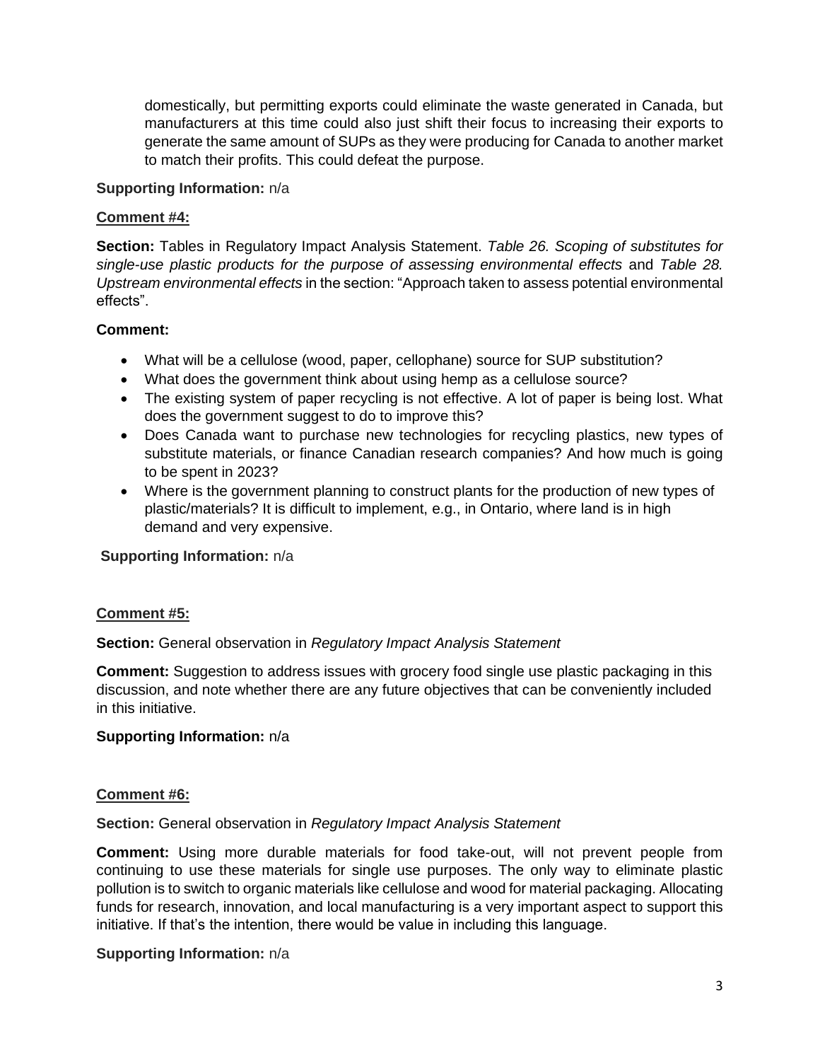domestically, but permitting exports could eliminate the waste generated in Canada, but manufacturers at this time could also just shift their focus to increasing their exports to generate the same amount of SUPs as they were producing for Canada to another market to match their profits. This could defeat the purpose.

**Supporting Information:** n/a

**Comment #4:**

**Section:** Tables in Regulatory Impact Analysis Statement. *Table 26. Scoping of substitutes for single-use plastic products for the purpose of assessing environmental effects* and *Table 28. Upstream environmental effects* in the section: "Approach taken to assess potential environmental effects".

**Comment:**

- What will be a cellulose (wood, paper, cellophane) source for SUP substitution?
- What does the government think about using hemp as a cellulose source?
- The existing system of paper recycling is not effective. A lot of paper is being lost. What does the government suggest to do to improve this?
- Does Canada want to purchase new technologies for recycling plastics, new types of substitute materials, or finance Canadian research companies? And how much is going to be spent in 2023?
- Where is the government planning to construct plants for the production of new types of plastic/materials? It is difficult to implement, e.g., in Ontario, where land is in high demand and very expensive.

**Supporting Information:** n/a

**Comment #5:**

**Section:** General observation in *Regulatory Impact Analysis Statement*

**Comment:** Suggestion to address issues with grocery food single use plastic packaging in this discussion, and note whether there are any future objectives that can be conveniently included in this initiative.

**Supporting Information:** n/a

**Comment #6:**

**Section:** General observation in *Regulatory Impact Analysis Statement*

**Comment:** Using more durable materials for food take-out, will not prevent people from continuing to use these materials for single use purposes. The only way to eliminate plastic pollution is to switch to organic materials like cellulose and wood for material packaging. Allocating funds for research, innovation, and local manufacturing is a very important aspect to support this initiative. If that's the intention, there would be value in including this language.

**Supporting Information:** n/a